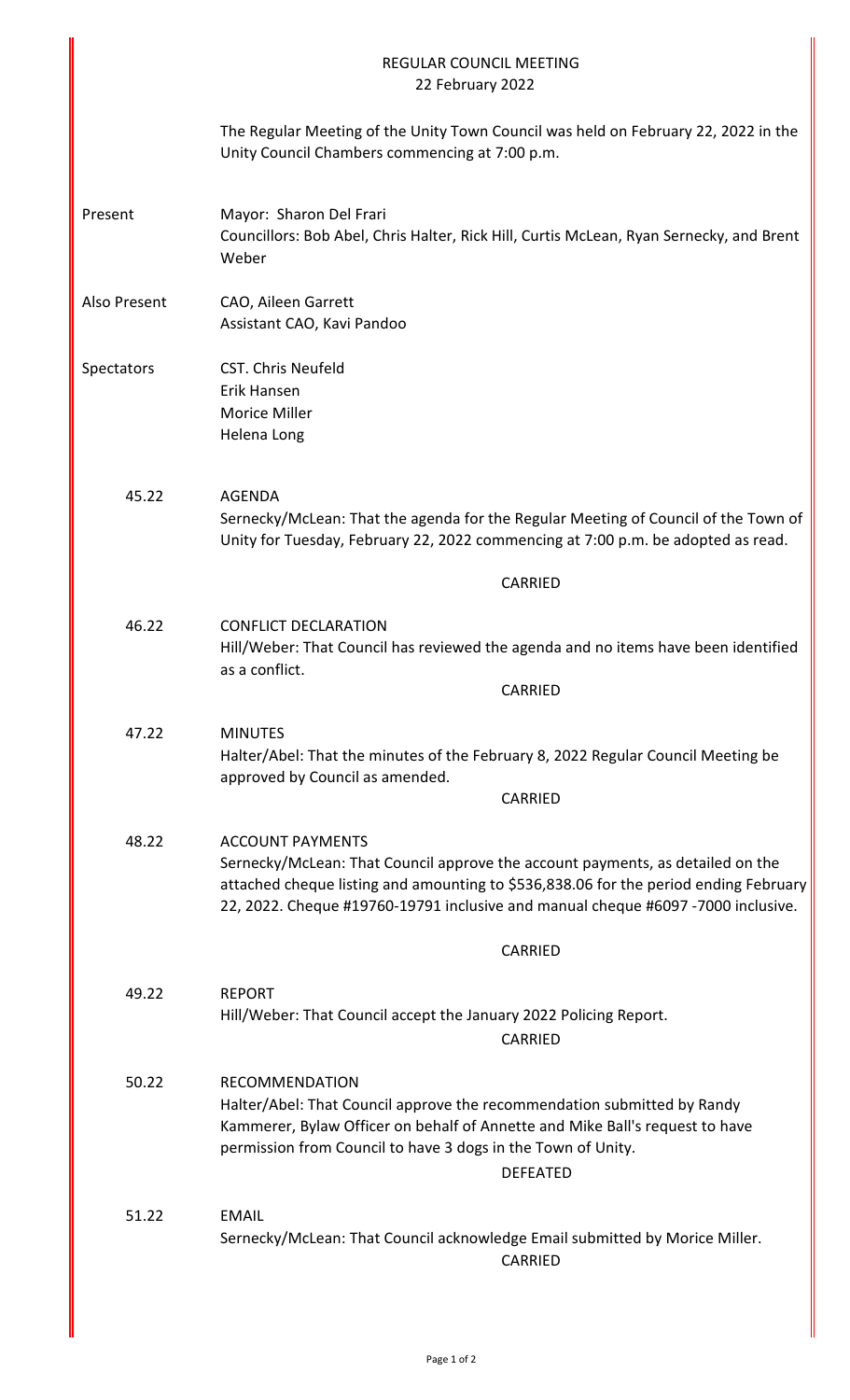# REGULAR COUNCIL MEETING
## 22 February 2022

The Regular Meeting of the Unity Town Council was held on February 22, 2022 in the Unity Council Chambers commencing at 7:00 p.m.

**Present**
Mayor: Sharon Del Frari
Councillors: Bob Abel, Chris Halter, Rick Hill, Curtis McLean, Ryan Sernecky, and Brent Weber

**Also Present**
CAO, Aileen Garrett
Assistant CAO, Kavi Pandoo

**Spectators**
CST. Chris Neufeld
Erik Hansen
Morice Miller
Helena Long

**45.22 AGENDA**
Sernecky/McLean: That the agenda for the Regular Meeting of Council of the Town of Unity for Tuesday, February 22, 2022 commencing at 7:00 p.m. be adopted as read.

CARRIED

**46.22 CONFLICT DECLARATION**
Hill/Weber: That Council has reviewed the agenda and no items have been identified as a conflict.

CARRIED

**47.22 MINUTES**
Halter/Abel: That the minutes of the February 8, 2022 Regular Council Meeting be approved by Council as amended.

CARRIED

**48.22 ACCOUNT PAYMENTS**
Sernecky/McLean: That Council approve the account payments, as detailed on the attached cheque listing and amounting to $536,838.06 for the period ending February 22, 2022. Cheque #19760-19791 inclusive and manual cheque #6097 -7000 inclusive.

CARRIED

**49.22 REPORT**
Hill/Weber: That Council accept the January 2022 Policing Report.

CARRIED

**50.22 RECOMMENDATION**
Halter/Abel: That Council approve the recommendation submitted by Randy Kammerer, Bylaw Officer on behalf of Annette and Mike Ball's request to have permission from Council to have 3 dogs in the Town of Unity.

DEFEATED

**51.22 EMAIL**
Sernecky/McLean: That Council acknowledge Email submitted by Morice Miller.

CARRIED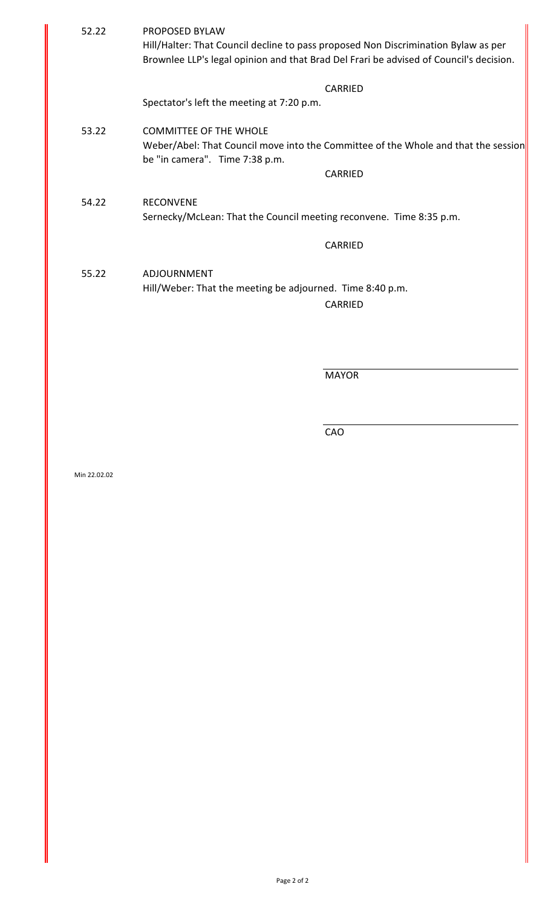52.22 PROPOSED BYLAW

Hill/Halter: That Council decline to pass proposed Non Discrimination Bylaw as per Brownlee LLP's legal opinion and that Brad Del Frari be advised of Council's decision.

CARRIED

Spectator's left the meeting at 7:20 p.m.

53.22 COMMITTEE OF THE WHOLE

Weber/Abel: That Council move into the Committee of the Whole and that the session be "in camera". Time 7:38 p.m.

CARRIED

54.22 RECONVENE

Sernecky/McLean: That the Council meeting reconvene. Time 8:35 p.m.

CARRIED

55.22 ADJOURNMENT

Hill/Weber: That the meeting be adjourned. Time 8:40 p.m.

CARRIED

MAYOR

CAO

Min 22.02.02